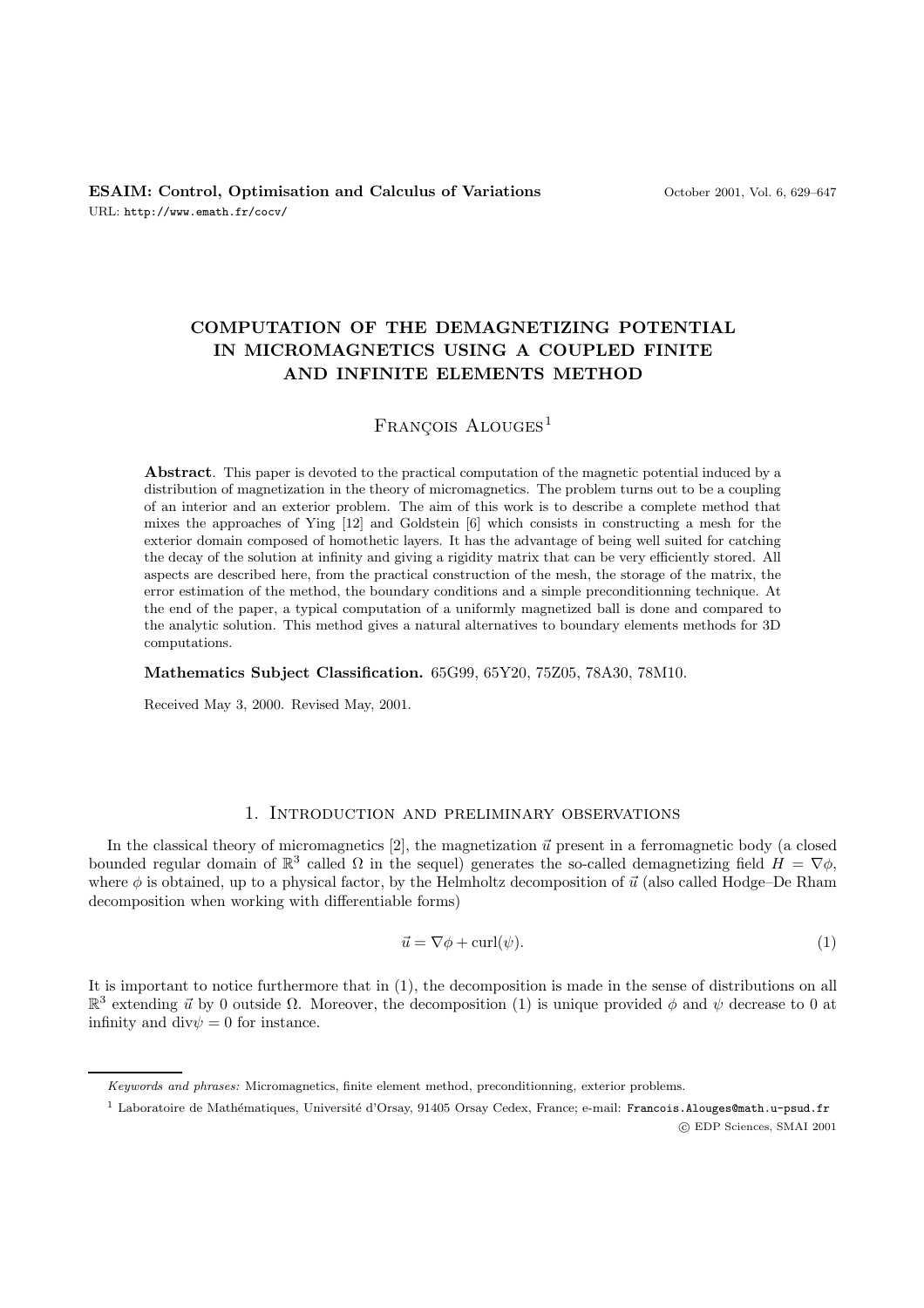# COMPUTATION OF THE DEMAGNETIZING POTENTIAL IN MICROMAGNETICS USING A COUPLED FINITE AND INFINITE ELEMENTS METHOD

François Alouges[1]

**Abstract**. This paper is devoted to the practical computation of the magnetic potential induced by a distribution of magnetization in the theory of micromagnetics. The problem turns out to be a coupling of an interior and an exterior problem. The aim of this work is to describe a complete method that mixes the approaches of Ying [12] and Goldstein [6] which consists in constructing a mesh for the exterior domain composed of homothetic layers. It has the advantage of being well suited for catching the decay of the solution at infinity and giving a rigidity matrix that can be very efficiently stored. All aspects are described here, from the practical construction of the mesh, the storage of the matrix, the error estimation of the method, the boundary conditions and a simple preconditionning technique. At the end of the paper, a typical computation of a uniformly magnetized ball is done and compared to the analytic solution. This method gives a natural alternatives to boundary elements methods for 3D computations.

**Mathematics Subject Classification.** 65G99, 65Y20, 75Z05, 78A30, 78M10.

Received May 3, 2000. Revised May, 2001.

## 1. Introduction and preliminary observations

In the classical theory of micromagnetics [2], the magnetization $\vec{u}$ present in a ferromagnetic body (a closed bounded regular domain of $\mathbb{R}^3$ called $\Omega$ in the sequel) generates the so-called demagnetizing field $H = \nabla\phi$, where $\phi$ is obtained, up to a physical factor, by the Helmholtz decomposition of $\vec{u}$ (also called Hodge–De Rham decomposition when working with differentiable forms)

$$\vec{u} = \nabla\phi + \mathrm{curl}(\psi). \tag{1}$$

It is important to notice furthermore that in (1), the decomposition is made in the sense of distributions on all $\mathbb{R}^3$ extending $\vec{u}$ by 0 outside $\Omega$. Moreover, the decomposition (1) is unique provided $\phi$ and $\psi$ decrease to 0 at infinity and $\mathrm{div}\psi = 0$ for instance.

*Keywords and phrases:* Micromagnetics, finite element method, preconditionning, exterior problems.

[1] Laboratoire de Mathématiques, Université d'Orsay, 91405 Orsay Cedex, France; e-mail: Francois.Alouges@math.u-psud.fr

© EDP Sciences, SMAI 2001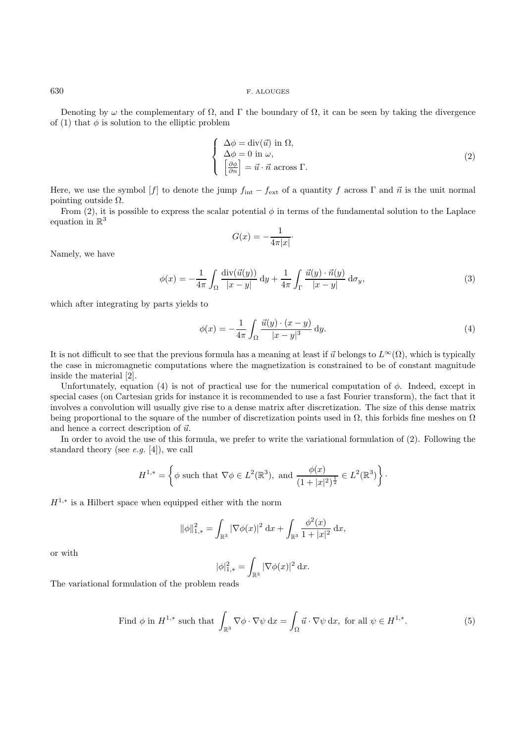Denoting by $\omega$ the complementary of $\Omega$, and $\Gamma$ the boundary of $\Omega$, it can be seen by taking the divergence of (1) that $\phi$ is solution to the elliptic problem

$$
\left\{
\begin{array}{l}
\Delta\phi = \operatorname{div}(\vec{u}) \text{ in } \Omega, \\
\Delta\phi = 0 \text{ in } \omega, \\
\left[\frac{\partial\phi}{\partial n}\right] = \vec{u}\cdot\vec{n} \text{ across } \Gamma.
\end{array}
\right.
\tag{2}
$$

Here, we use the symbol $[f]$ to denote the jump $f_{\text{int}} - f_{\text{ext}}$ of a quantity $f$ across $\Gamma$ and $\vec{n}$ is the unit normal pointing outside $\Omega$.

From (2), it is possible to express the scalar potential $\phi$ in terms of the fundamental solution to the Laplace equation in $\mathbb{R}^3$

$$
G(x) = -\frac{1}{4\pi|x|}\cdot
$$

Namely, we have

$$
\phi(x) = -\frac{1}{4\pi}\int_\Omega \frac{\operatorname{div}(\vec{u}(y))}{|x-y|}\,\mathrm{d}y + \frac{1}{4\pi}\int_\Gamma \frac{\vec{u}(y)\cdot\vec{n}(y)}{|x-y|}\,\mathrm{d}\sigma_y,
\tag{3}
$$

which after integrating by parts yields to

$$
\phi(x) = -\frac{1}{4\pi}\int_\Omega \frac{\vec{u}(y)\cdot(x-y)}{|x-y|^3}\,\mathrm{d}y.
\tag{4}
$$

It is not difficult to see that the previous formula has a meaning at least if $\vec{u}$ belongs to $L^\infty(\Omega)$, which is typically the case in micromagnetic computations where the magnetization is constrained to be of constant magnitude inside the material [2].

Unfortunately, equation (4) is not of practical use for the numerical computation of $\phi$. Indeed, except in special cases (on Cartesian grids for instance it is recommended to use a fast Fourier transform), the fact that it involves a convolution will usually give rise to a dense matrix after discretization. The size of this dense matrix being proportional to the square of the number of discretization points used in $\Omega$, this forbids fine meshes on $\Omega$ and hence a correct description of $\vec{u}$.

In order to avoid the use of this formula, we prefer to write the variational formulation of (2). Following the standard theory (see *e.g.* [4]), we call

$$
H^{1,*} = \left\{\phi \text{ such that } \nabla\phi \in L^2(\mathbb{R}^3), \text{ and } \frac{\phi(x)}{(1+|x|^2)^{\frac{1}{2}}} \in L^2(\mathbb{R}^3)\right\}\cdot
$$

$H^{1,*}$ is a Hilbert space when equipped either with the norm

$$
\|\phi\|_{1,*}^2 = \int_{\mathbb{R}^3} |\nabla\phi(x)|^2\,\mathrm{d}x + \int_{\mathbb{R}^3} \frac{\phi^2(x)}{1+|x|^2}\,\mathrm{d}x,
$$

or with

$$
|\phi|_{1,*}^2 = \int_{\mathbb{R}^3} |\nabla\phi(x)|^2\,\mathrm{d}x.
$$

The variational formulation of the problem reads

$$
\text{Find } \phi \text{ in } H^{1,*} \text{ such that } \int_{\mathbb{R}^3} \nabla\phi\cdot\nabla\psi\,\mathrm{d}x = \int_\Omega \vec{u}\cdot\nabla\psi\,\mathrm{d}x, \text{ for all } \psi \in H^{1,*}.
\tag{5}
$$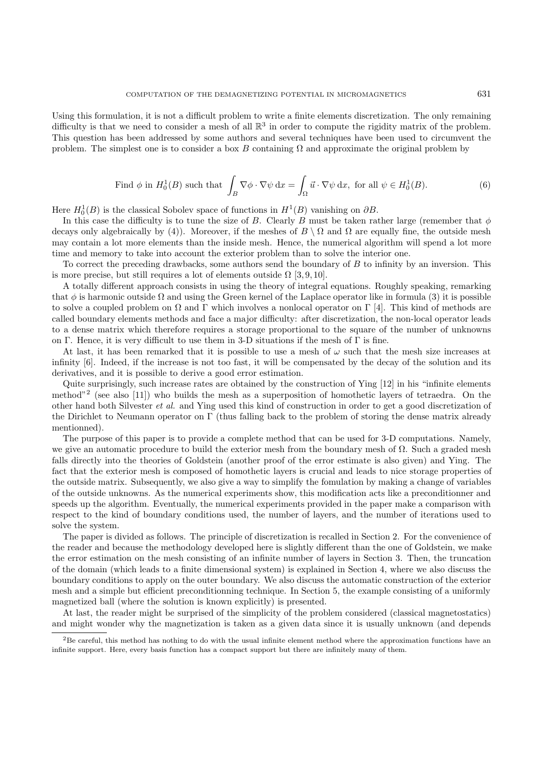Using this formulation, it is not a difficult problem to write a finite elements discretization. The only remaining difficulty is that we need to consider a mesh of all $\mathbb{R}^3$ in order to compute the rigidity matrix of the problem. This question has been addressed by some authors and several techniques have been used to circumvent the problem. The simplest one is to consider a box $B$ containing $\Omega$ and approximate the original problem by

$$\text{Find } \phi \text{ in } H^1_0(B) \text{ such that } \int_B \nabla\phi \cdot \nabla\psi \, \mathrm{d}x = \int_\Omega \vec{u} \cdot \nabla\psi \, \mathrm{d}x, \text{ for all } \psi \in H^1_0(B). \tag{6}$$

Here $H^1_0(B)$ is the classical Sobolev space of functions in $H^1(B)$ vanishing on $\partial B$.

In this case the difficulty is to tune the size of $B$. Clearly $B$ must be taken rather large (remember that $\phi$ decays only algebraicaly by (4)). Moreover, if the meshes of $B \setminus \Omega$ and $\Omega$ are equally fine, the outside mesh may contain a lot more elements than the inside mesh. Hence, the numerical algorithm will spend a lot more time and memory to take into account the exterior problem than to solve the interior one.

To correct the preceding drawbacks, some authors send the boundary of $B$ to infinity by an inversion. This is more precise, but still requires a lot of elements outside $\Omega$ [3, 9, 10].

A totally different approach consists in using the theory of integral equations. Roughly speaking, remarking that $\phi$ is harmonic outside $\Omega$ and using the Green kernel of the Laplace operator like in formula (3) it is possible to solve a coupled problem on $\Omega$ and $\Gamma$ which involves a nonlocal operator on $\Gamma$ [4]. This kind of methods are called boundary elements methods and face a major difficulty: after discretization, the non-local operator leads to a dense matrix which therefore requires a storage proportional to the square of the number of unknowns on $\Gamma$. Hence, it is very difficult to use them in 3-D situations if the mesh of $\Gamma$ is fine.

At last, it has been remarked that it is possible to use a mesh of $\omega$ such that the mesh size increases at infinity [6]. Indeed, if the increase is not too fast, it will be compensated by the decay of the solution and its derivatives, and it is possible to derive a good error estimation.

Quite surprisingly, such increase rates are obtained by the construction of Ying [12] in his "infinite elements method"[2] (see also [11]) who builds the mesh as a superposition of homothetic layers of tetraedra. On the other hand both Silvester *et al.* and Ying used this kind of construction in order to get a good discretization of the Dirichlet to Neumann operator on $\Gamma$ (thus falling back to the problem of storing the dense matrix already mentionned).

The purpose of this paper is to provide a complete method that can be used for 3-D computations. Namely, we give an automatic procedure to build the exterior mesh from the boundary mesh of $\Omega$. Such a graded mesh falls directly into the theories of Goldstein (another proof of the error estimate is also given) and Ying. The fact that the exterior mesh is composed of homothetic layers is crucial and leads to nice storage properties of the outside matrix. Subsequently, we also give a way to simplify the fomulation by making a change of variables of the outside unknowns. As the numerical experiments show, this modification acts like a preconditionner and speeds up the algorithm. Eventually, the numerical experiments provided in the paper make a comparison with respect to the kind of boundary conditions used, the number of layers, and the number of iterations used to solve the system.

The paper is divided as follows. The principle of discretization is recalled in Section 2. For the convenience of the reader and because the methodology developed here is slightly different than the one of Goldstein, we make the error estimation on the mesh consisting of an infinite number of layers in Section 3. Then, the truncation of the domain (which leads to a finite dimensional system) is explained in Section 4, where we also discuss the boundary conditions to apply on the outer boundary. We also discuss the automatic construction of the exterior mesh and a simple but efficient preconditionning technique. In Section 5, the example consisting of a uniformly magnetized ball (where the solution is known explicitly) is presented.

At last, the reader might be surprised of the simplicity of the problem considered (classical magnetostatics) and might wonder why the magnetization is taken as a given data since it is usually unknown (and depends

[2]Be careful, this method has nothing to do with the usual infinite element method where the approximation functions have an infinite support. Here, every basis function has a compact support but there are infinitely many of them.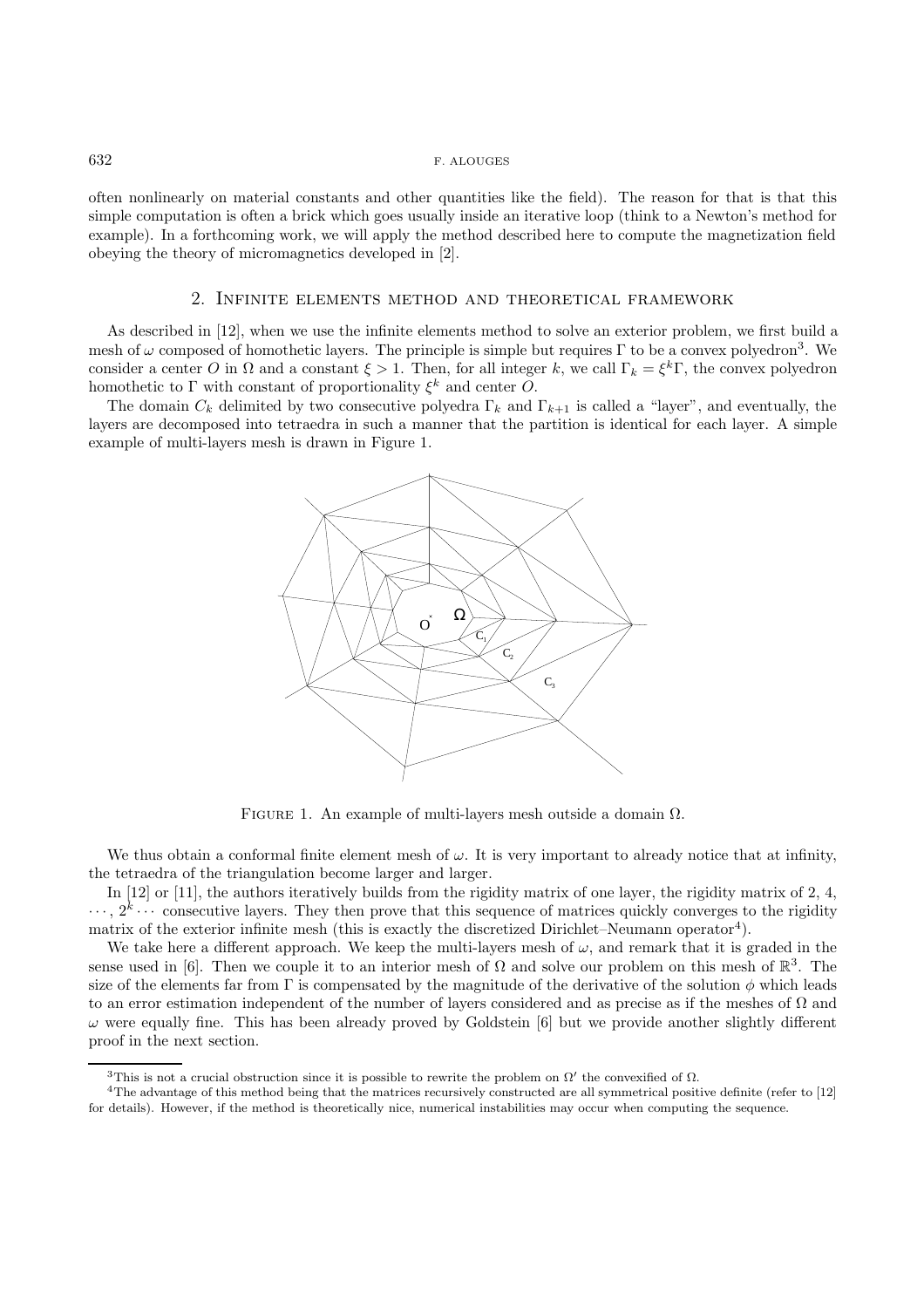often nonlinearly on material constants and other quantities like the field). The reason for that is that this simple computation is often a brick which goes usually inside an iterative loop (think to a Newton's method for example). In a forthcoming work, we will apply the method described here to compute the magnetization field obeying the theory of micromagnetics developed in [2].

## 2. Infinite elements method and theoretical framework

As described in [12], when we use the infinite elements method to solve an exterior problem, we first build a mesh of $\omega$ composed of homothetic layers. The principle is simple but requires $\Gamma$ to be a convex polyedron[3]. We consider a center $O$ in $\Omega$ and a constant $\xi > 1$. Then, for all integer $k$, we call $\Gamma_k = \xi^k\Gamma$, the convex polyedron homothetic to $\Gamma$ with constant of proportionality $\xi^k$ and center $O$.

The domain $C_k$ delimited by two consecutive polyedra $\Gamma_k$ and $\Gamma_{k+1}$ is called a "layer", and eventually, the layers are decomposed into tetraedra in such a manner that the partition is identical for each layer. A simple example of multi-layers mesh is drawn in Figure 1.

Figure 1. An example of multi-layers mesh outside a domain $\Omega$.

We thus obtain a conformal finite element mesh of $\omega$. It is very important to already notice that at infinity, the tetraedra of the triangulation become larger and larger.

In [12] or [11], the authors iteratively builds from the rigidity matrix of one layer, the rigidity matrix of 2, 4, $\cdots$, $2^k \cdots$ consecutive layers. They then prove that this sequence of matrices quickly converges to the rigidity matrix of the exterior infinite mesh (this is exactly the discretized Dirichlet–Neumann operator[4]).

We take here a different approach. We keep the multi-layers mesh of $\omega$, and remark that it is graded in the sense used in [6]. Then we couple it to an interior mesh of $\Omega$ and solve our problem on this mesh of $\mathbb{R}^3$. The size of the elements far from $\Gamma$ is compensated by the magnitude of the derivative of the solution $\phi$ which leads to an error estimation independent of the number of layers considered and as precise as if the meshes of $\Omega$ and $\omega$ were equally fine. This has been already proved by Goldstein [6] but we provide another slightly different proof in the next section.

---

[3] This is not a crucial obstruction since it is possible to rewrite the problem on $\Omega'$ the convexified of $\Omega$.

[4] The advantage of this method being that the matrices recursively constructed are all symmetrical positive definite (refer to [12] for details). However, if the method is theoretically nice, numerical instabilities may occur when computing the sequence.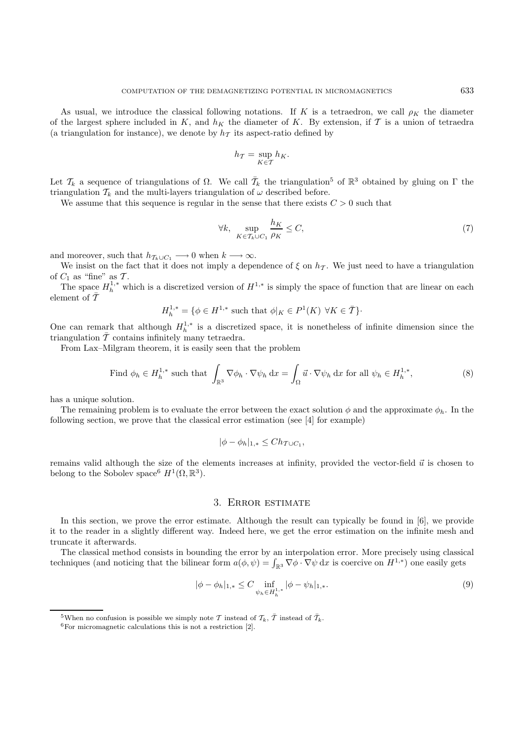As usual, we introduce the classical following notations. If $K$ is a tetraedron, we call $\rho_K$ the diameter of the largest sphere included in $K$, and $h_K$ the diameter of $K$. By extension, if $\mathcal{T}$ is a union of tetraedra (a triangulation for instance), we denote by $h_{\mathcal{T}}$ its aspect-ratio defined by

$$h_{\mathcal{T}} = \sup_{K \in \mathcal{T}} h_K.$$

Let $\mathcal{T}_k$ a sequence of triangulations of $\Omega$. We call $\bar{\mathcal{T}}_k$ the triangulation[5] of $\mathbb{R}^3$ obtained by gluing on $\Gamma$ the triangulation $\mathcal{T}_k$ and the multi-layers triangulation of $\omega$ described before.

We assume that this sequence is regular in the sense that there exists $C > 0$ such that

$$\forall k, \quad \sup_{K \in \mathcal{T}_k \cup C_1} \frac{h_K}{\rho_K} \leq C, \tag{7}$$

and moreover, such that $h_{\mathcal{T}_k \cup C_1} \longrightarrow 0$ when $k \longrightarrow \infty$.

We insist on the fact that it does not imply a dependence of $\xi$ on $h_{\mathcal{T}}$. We just need to have a triangulation of $C_1$ as "fine" as $\mathcal{T}$.

The space $H_h^{1,*}$ which is a discretized version of $H^{1,*}$ is simply the space of function that are linear on each element of $\bar{\mathcal{T}}$

$$H_h^{1,*} = \{\phi \in H^{1,*} \text{ such that } \phi|_K \in P^1(K) \ \forall K \in \bar{\mathcal{T}}\}\cdot$$

One can remark that although $H_h^{1,*}$ is a discretized space, it is nonetheless of infinite dimension since the triangulation $\bar{\mathcal{T}}$ contains infinitely many tetraedra.

From Lax–Milgram theorem, it is easily seen that the problem

$$\text{Find } \phi_h \in H_h^{1,*} \text{ such that } \int_{\mathbb{R}^3} \nabla \phi_h \cdot \nabla \psi_h \, \mathrm{d}x = \int_{\Omega} \vec{u} \cdot \nabla \psi_h \, \mathrm{d}x \text{ for all } \psi_h \in H_h^{1,*}, \tag{8}$$

has a unique solution.

The remaining problem is to evaluate the error between the exact solution $\phi$ and the approximate $\phi_h$. In the following section, we prove that the classical error estimation (see [4] for example)

$$|\phi - \phi_h|_{1,*} \leq C h_{\mathcal{T} \cup C_1},$$

remains valid although the size of the elements increases at infinity, provided the vector-field $\vec{u}$ is chosen to belong to the Sobolev space[6] $H^1(\Omega, \mathbb{R}^3)$.

## 3. Error estimate

In this section, we prove the error estimate. Although the result can typically be found in [6], we provide it to the reader in a slightly different way. Indeed here, we get the error estimation on the infinite mesh and truncate it afterwards.

The classical method consists in bounding the error by an interpolation error. More precisely using classical techniques (and noticing that the bilinear form $a(\phi, \psi) = \int_{\mathbb{R}^3} \nabla \phi \cdot \nabla \psi \, \mathrm{d}x$ is coercive on $H^{1,*}$) one easily gets

$$|\phi - \phi_h|_{1,*} \leq C \inf_{\psi_h \in H_h^{1,*}} |\phi - \psi_h|_{1,*}. \tag{9}$$

---

[5] When no confusion is possible we simply note $\mathcal{T}$ instead of $\mathcal{T}_k$, $\bar{\mathcal{T}}$ instead of $\bar{\mathcal{T}}_k$.

[6] For micromagnetic calculations this is not a restriction [2].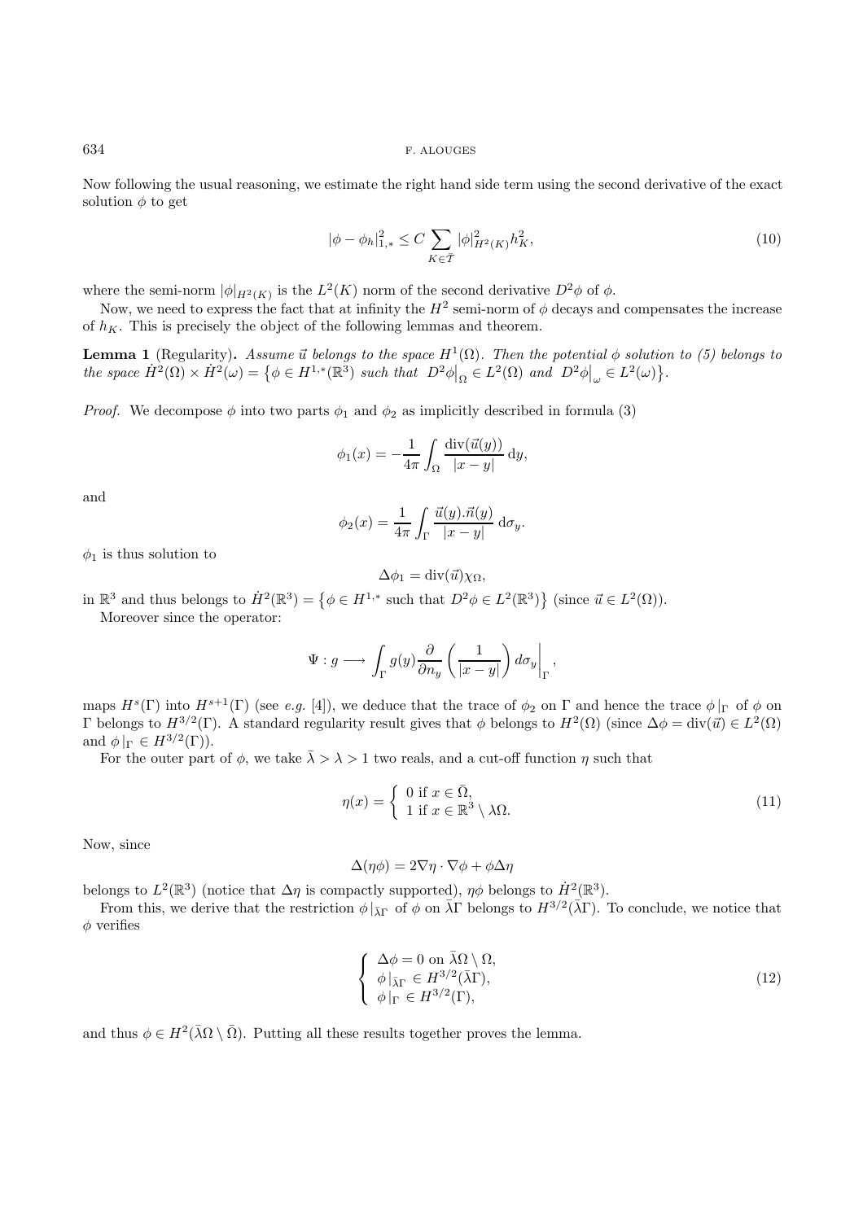Now following the usual reasoning, we estimate the right hand side term using the second derivative of the exact solution $\phi$ to get

$$
|\phi - \phi_h|_{1,*}^2 \leq C \sum_{K \in \bar{\mathcal{T}}} |\phi|_{H^2(K)}^2 h_K^2, \tag{10}
$$

where the semi-norm $|\phi|_{H^2(K)}$ is the $L^2(K)$ norm of the second derivative $D^2\phi$ of $\phi$.

Now, we need to express the fact that at infinity the $H^2$ semi-norm of $\phi$ decays and compensates the increase of $h_K$. This is precisely the object of the following lemmas and theorem.

**Lemma 1** (Regularity)**.** *Assume $\vec{u}$ belongs to the space $H^1(\Omega)$. Then the potential $\phi$ solution to (5) belongs to the space $\dot{H}^2(\Omega) \times \dot{H}^2(\omega) = \{\phi \in H^{1,*}(\mathbb{R}^3)$ such that $D^2\phi\big|_\Omega \in L^2(\Omega)$ and $D^2\phi\big|_\omega \in L^2(\omega)\}$.*

*Proof.* We decompose $\phi$ into two parts $\phi_1$ and $\phi_2$ as implicitly described in formula (3)

$$
\phi_1(x) = -\frac{1}{4\pi} \int_\Omega \frac{\mathrm{div}(\vec{u}(y))}{|x-y|} \, \mathrm{d}y,
$$

and

$$
\phi_2(x) = \frac{1}{4\pi} \int_\Gamma \frac{\vec{u}(y).\vec{n}(y)}{|x-y|} \, \mathrm{d}\sigma_y.
$$

$\phi_1$ is thus solution to

$$
\Delta\phi_1 = \mathrm{div}(\vec{u})\chi_\Omega,
$$

in $\mathbb{R}^3$ and thus belongs to $\dot{H}^2(\mathbb{R}^3) = \{\phi \in H^{1,*}$ such that $D^2\phi \in L^2(\mathbb{R}^3)\}$ (since $\vec{u} \in L^2(\Omega)$).

Moreover since the operator:

$$
\Psi : g \longrightarrow \int_\Gamma g(y) \frac{\partial}{\partial n_y} \left( \frac{1}{|x-y|} \right) d\sigma_y \Big|_\Gamma,
$$

maps $H^s(\Gamma)$ into $H^{s+1}(\Gamma)$ (see *e.g.* [4]), we deduce that the trace of $\phi_2$ on $\Gamma$ and hence the trace $\phi|_\Gamma$ of $\phi$ on $\Gamma$ belongs to $H^{3/2}(\Gamma)$. A standard regularity result gives that $\phi$ belongs to $H^2(\Omega)$ (since $\Delta\phi = \mathrm{div}(\vec{u}) \in L^2(\Omega)$ and $\phi|_\Gamma \in H^{3/2}(\Gamma)$).

For the outer part of $\phi$, we take $\bar{\lambda} > \lambda > 1$ two reals, and a cut-off function $\eta$ such that

$$
\eta(x) = \begin{cases} 0 \text{ if } x \in \bar{\Omega}, \\ 1 \text{ if } x \in \mathbb{R}^3 \setminus \lambda\Omega. \end{cases} \tag{11}
$$

Now, since

$$
\Delta(\eta\phi) = 2\nabla\eta \cdot \nabla\phi + \phi\Delta\eta
$$

belongs to $L^2(\mathbb{R}^3)$ (notice that $\Delta\eta$ is compactly supported), $\eta\phi$ belongs to $\dot{H}^2(\mathbb{R}^3)$.

From this, we derive that the restriction $\phi|_{\bar{\lambda}\Gamma}$ of $\phi$ on $\bar{\lambda}\Gamma$ belongs to $H^{3/2}(\bar{\lambda}\Gamma)$. To conclude, we notice that $\phi$ verifies

$$
\begin{cases} \Delta\phi = 0 \text{ on } \bar{\lambda}\Omega \setminus \Omega, \\ \phi|_{\bar{\lambda}\Gamma} \in H^{3/2}(\bar{\lambda}\Gamma), \\ \phi|_\Gamma \in H^{3/2}(\Gamma), \end{cases} \tag{12}
$$

and thus $\phi \in H^2(\bar{\lambda}\Omega \setminus \bar{\Omega})$. Putting all these results together proves the lemma.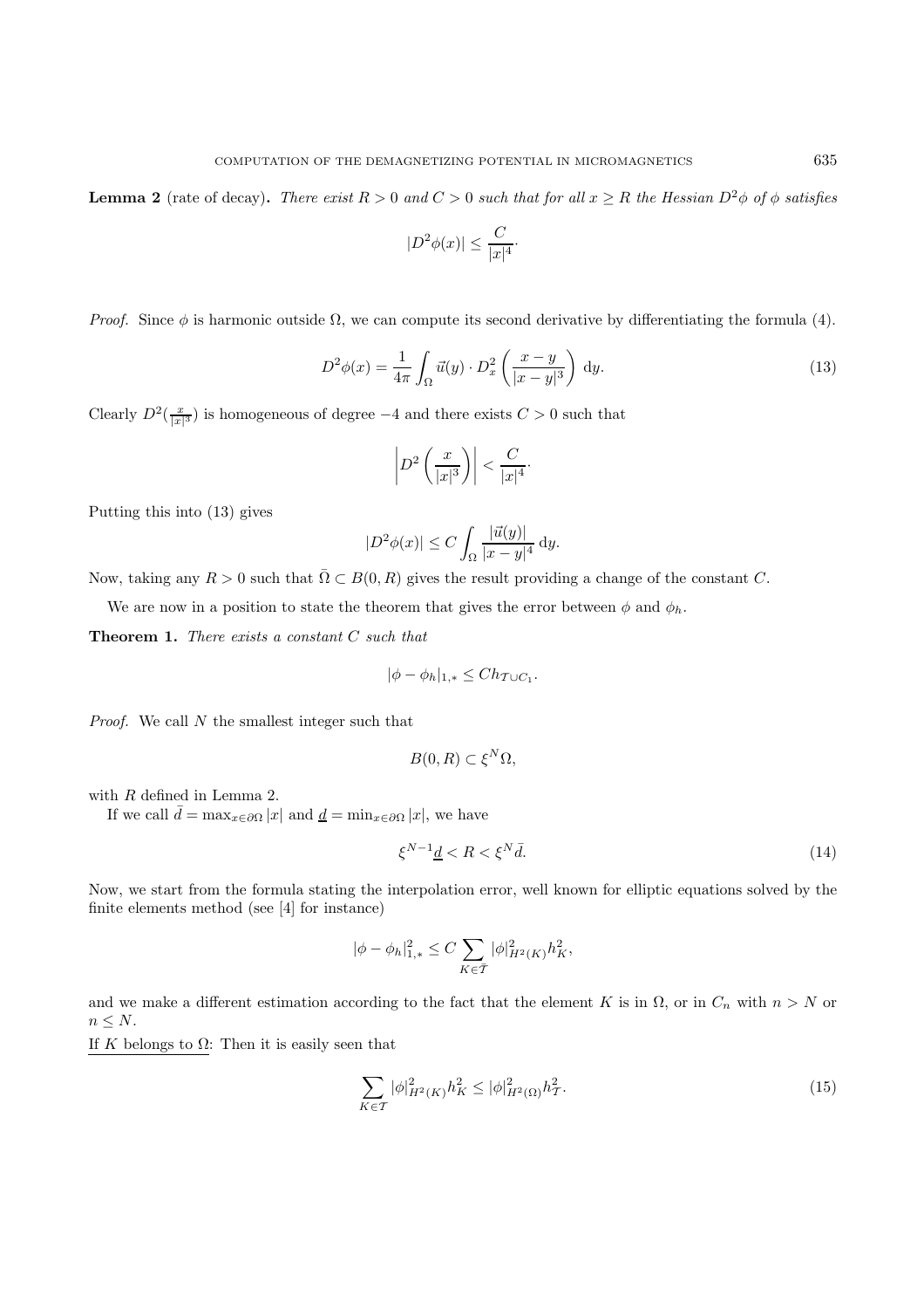**Lemma 2** (rate of decay)**.** *There exist $R > 0$ and $C > 0$ such that for all $x \geq R$ the Hessian $D^2\phi$ of $\phi$ satisfies*

$$|D^2\phi(x)| \leq \frac{C}{|x|^4}.$$

*Proof.* Since $\phi$ is harmonic outside $\Omega$, we can compute its second derivative by differentiating the formula (4).

$$D^2\phi(x) = \frac{1}{4\pi} \int_\Omega \vec{u}(y) \cdot D_x^2 \left( \frac{x-y}{|x-y|^3} \right) \, \mathrm{d}y. \tag{13}$$

Clearly $D^2(\frac{x}{|x|^3})$ is homogeneous of degree $-4$ and there exists $C > 0$ such that

$$\left| D^2 \left( \frac{x}{|x|^3} \right) \right| < \frac{C}{|x|^4}.$$

Putting this into (13) gives

$$|D^2\phi(x)| \leq C \int_\Omega \frac{|\vec{u}(y)|}{|x-y|^4} \, \mathrm{d}y.$$

Now, taking any $R > 0$ such that $\bar{\Omega} \subset B(0, R)$ gives the result providing a change of the constant $C$.

We are now in a position to state the theorem that gives the error between $\phi$ and $\phi_h$.

**Theorem 1.** *There exists a constant $C$ such that*

$$|\phi - \phi_h|_{1,*} \leq C h_{\mathcal{T} \cup C_1}.$$

*Proof.* We call $N$ the smallest integer such that

$$B(0, R) \subset \xi^N \Omega,$$

with $R$ defined in Lemma 2.

If we call $\bar{d} = \max_{x \in \partial\Omega} |x|$ and $\underline{d} = \min_{x \in \partial\Omega} |x|$, we have

$$\xi^{N-1} \underline{d} < R < \xi^N \bar{d}. \tag{14}$$

Now, we start from the formula stating the interpolation error, well known for elliptic equations solved by the finite elements method (see [4] for instance)

$$|\phi - \phi_h|_{1,*}^2 \leq C \sum_{K \in \bar{\mathcal{T}}} |\phi|_{H^2(K)}^2 h_K^2,$$

and we make a different estimation according to the fact that the element $K$ is in $\Omega$, or in $C_n$ with $n > N$ or $n \leq N$.

<u>If $K$ belongs to $\Omega$</u>: Then it is easily seen that

$$\sum_{K \in \mathcal{T}} |\phi|_{H^2(K)}^2 h_K^2 \leq |\phi|_{H^2(\Omega)}^2 h_{\mathcal{T}}^2. \tag{15}$$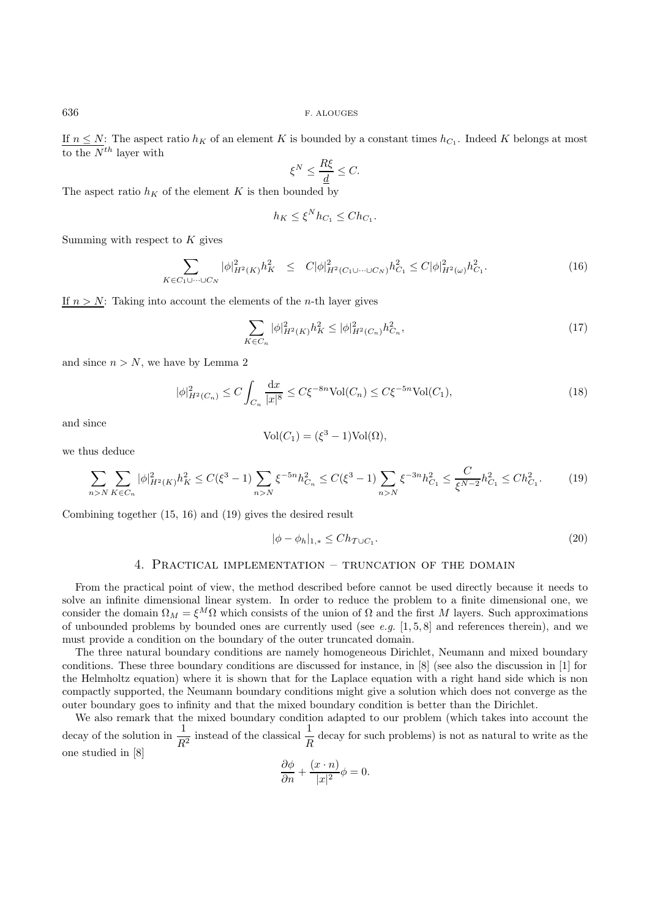If $n \leq N$: The aspect ratio $h_K$ of an element $K$ is bounded by a constant times $h_{C_1}$. Indeed $K$ belongs at most to the $N^{th}$ layer with

$$\xi^N \leq \frac{R\xi}{\underline{d}} \leq C.$$

The aspect ratio $h_K$ of the element $K$ is then bounded by

$$h_K \leq \xi^N h_{C_1} \leq C h_{C_1}.$$

Summing with respect to $K$ gives

$$\sum_{K \in C_1 \cup \cdots \cup C_N} |\phi|^2_{H^2(K)} h_K^2 \quad \leq \quad C|\phi|^2_{H^2(C_1 \cup \cdots \cup C_N)} h^2_{C_1} \leq C|\phi|^2_{H^2(\omega)} h^2_{C_1}. \tag{16}$$

If $n > N$: Taking into account the elements of the $n$-th layer gives

$$\sum_{K \in C_n} |\phi|^2_{H^2(K)} h_K^2 \leq |\phi|^2_{H^2(C_n)} h^2_{C_n}, \tag{17}$$

and since $n > N$, we have by Lemma 2

$$|\phi|^2_{H^2(C_n)} \leq C \int_{C_n} \frac{\mathrm{d}x}{|x|^8} \leq C\xi^{-8n} \mathrm{Vol}(C_n) \leq C\xi^{-5n} \mathrm{Vol}(C_1), \tag{18}$$

and since

$$\mathrm{Vol}(C_1) = (\xi^3 - 1)\mathrm{Vol}(\Omega),$$

we thus deduce

$$\sum_{n>N} \sum_{K \in C_n} |\phi|^2_{H^2(K)} h_K^2 \leq C(\xi^3 - 1) \sum_{n>N} \xi^{-5n} h^2_{C_n} \leq C(\xi^3 - 1) \sum_{n>N} \xi^{-3n} h^2_{C_1} \leq \frac{C}{\xi^{N-2}} h^2_{C_1} \leq C h^2_{C_1}. \tag{19}$$

Combining together (15, 16) and (19) gives the desired result

$$|\phi - \phi_h|_{1,*} \leq C h_{\mathcal{T} \cup C_1}. \tag{20}$$

## 4. Practical implementation – truncation of the domain

From the practical point of view, the method described before cannot be used directly because it needs to solve an infinite dimensional linear system. In order to reduce the problem to a finite dimensional one, we consider the domain $\Omega_M = \xi^M \Omega$ which consists of the union of $\Omega$ and the first $M$ layers. Such approximations of unbounded problems by bounded ones are currently used (see *e.g.* [1, 5, 8] and references therein), and we must provide a condition on the boundary of the outer truncated domain.

The three natural boundary conditions are namely homogeneous Dirichlet, Neumann and mixed boundary conditions. These three boundary conditions are discussed for instance, in [8] (see also the discussion in [1] for the Helmholtz equation) where it is shown that for the Laplace equation with a right hand side which is non compactly supported, the Neumann boundary conditions might give a solution which does not converge as the outer boundary goes to infinity and that the mixed boundary condition is better than the Dirichlet.

We also remark that the mixed boundary condition adapted to our problem (which takes into account the decay of the solution in $\dfrac{1}{R^2}$ instead of the classical $\dfrac{1}{R}$ decay for such problems) is not as natural to write as the one studied in [8]

$$\frac{\partial \phi}{\partial n} + \frac{(x \cdot n)}{|x|^2} \phi = 0.$$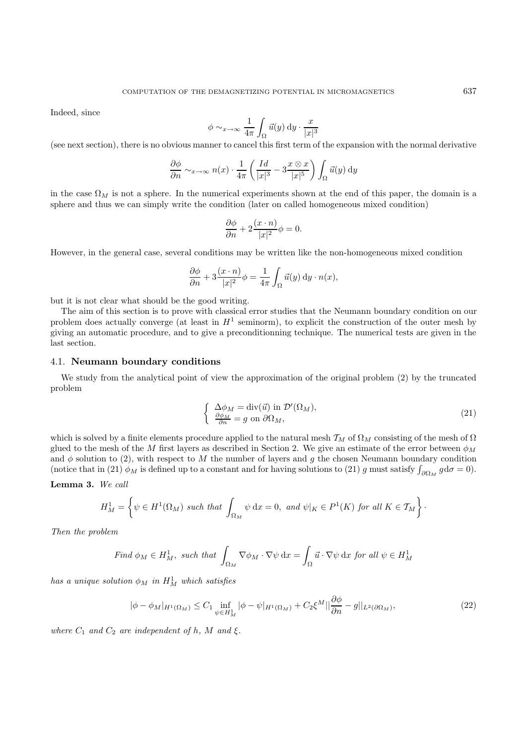Indeed, since

$$\phi \sim_{x\to\infty} \frac{1}{4\pi}\int_\Omega \vec{u}(y)\,\mathrm{d}y \cdot \frac{x}{|x|^3}$$

(see next section), there is no obvious manner to cancel this first term of the expansion with the normal derivative

$$\frac{\partial \phi}{\partial n} \sim_{x\to\infty} n(x)\cdot \frac{1}{4\pi}\left(\frac{Id}{|x|^3} - 3\frac{x\otimes x}{|x|^5}\right)\int_\Omega \vec{u}(y)\,\mathrm{d}y$$

in the case $\Omega_M$ is not a sphere. In the numerical experiments shown at the end of this paper, the domain is a sphere and thus we can simply write the condition (later on called homogeneous mixed condition)

$$\frac{\partial \phi}{\partial n} + 2\frac{(x\cdot n)}{|x|^2}\phi = 0.$$

However, in the general case, several conditions may be written like the non-homogeneous mixed condition

$$\frac{\partial \phi}{\partial n} + 3\frac{(x\cdot n)}{|x|^2}\phi = \frac{1}{4\pi}\int_\Omega \vec{u}(y)\,\mathrm{d}y\cdot n(x),$$

but it is not clear what should be the good writing.

The aim of this section is to prove with classical error studies that the Neumann boundary condition on our problem does actually converge (at least in $H^1$ seminorm), to explicit the construction of the outer mesh by giving an automatic procedure, and to give a preconditionning technique. The numerical tests are given in the last section.

## 4.1. Neumann boundary conditions

We study from the analytical point of view the approximation of the original problem (2) by the truncated problem

$$\begin{cases} \Delta \phi_M = \mathrm{div}(\vec{u}) \text{ in } \mathcal{D}'(\Omega_M), \\ \frac{\partial \phi_M}{\partial n} = g \text{ on } \partial\Omega_M, \end{cases} \tag{21}$$

which is solved by a finite elements procedure applied to the natural mesh $\mathcal{T}_M$ of $\Omega_M$ consisting of the mesh of $\Omega$ glued to the mesh of the $M$ first layers as described in Section 2. We give an estimate of the error between $\phi_M$ and $\phi$ solution to (2), with respect to $M$ the number of layers and $g$ the chosen Neumann boundary condition (notice that in (21) $\phi_M$ is defined up to a constant and for having solutions to (21) $g$ must satisfy $\int_{\partial\Omega_M} g\,\mathrm{d}\sigma = 0$).

**Lemma 3.** *We call*

$$H^1_M = \left\{\psi \in H^1(\Omega_M) \text{ such that } \int_{\Omega_M}\psi\,\mathrm{d}x = 0, \text{ and } \psi|_K \in P^1(K) \text{ for all } K\in\mathcal{T}_M\right\}\cdot$$

*Then the problem*

$$\text{Find } \phi_M \in H^1_M, \text{ such that } \int_{\Omega_M}\nabla\phi_M\cdot\nabla\psi\,\mathrm{d}x = \int_\Omega \vec{u}\cdot\nabla\psi\,\mathrm{d}x \text{ for all } \psi\in H^1_M$$

*has a unique solution $\phi_M$ in $H^1_M$ which satisfies*

$$|\phi-\phi_M|_{H^1(\Omega_M)} \le C_1 \inf_{\psi\in H^1_M}|\phi-\psi|_{H^1(\Omega_M)} + C_2\xi^M\|\frac{\partial\phi}{\partial n} - g\|_{L^2(\partial\Omega_M)}, \tag{22}$$

*where $C_1$ and $C_2$ are independent of $h$, $M$ and $\xi$.*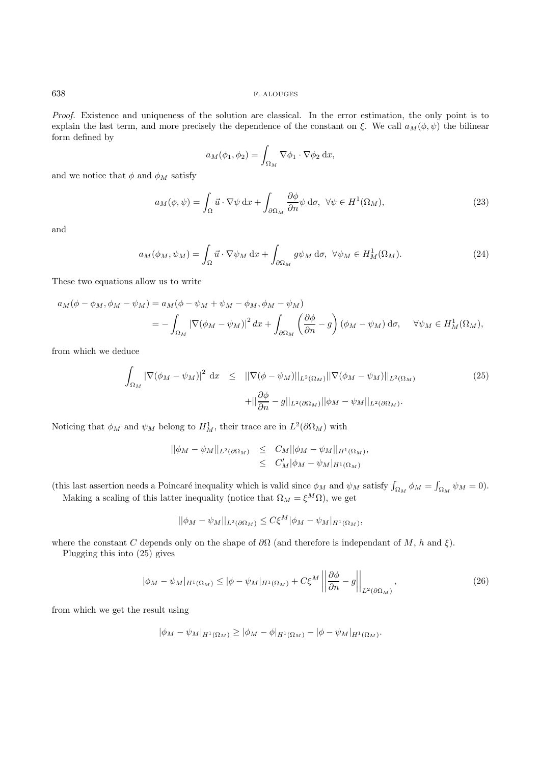*Proof.* Existence and uniqueness of the solution are classical. In the error estimation, the only point is to explain the last term, and more precisely the dependence of the constant on $\xi$. We call $a_M(\phi, \psi)$ the bilinear form defined by

$$a_M(\phi_1, \phi_2) = \int_{\Omega_M} \nabla\phi_1 \cdot \nabla\phi_2 \, \mathrm{d}x,$$

and we notice that $\phi$ and $\phi_M$ satisfy

$$a_M(\phi, \psi) = \int_{\Omega} \vec{u} \cdot \nabla\psi \, \mathrm{d}x + \int_{\partial\Omega_M} \frac{\partial\phi}{\partial n} \psi \, \mathrm{d}\sigma, \;\; \forall \psi \in H^1(\Omega_M), \tag{23}$$

and

$$a_M(\phi_M, \psi_M) = \int_{\Omega} \vec{u} \cdot \nabla\psi_M \, \mathrm{d}x + \int_{\partial\Omega_M} g\psi_M \, \mathrm{d}\sigma, \;\; \forall \psi_M \in H^1_M(\Omega_M). \tag{24}$$

These two equations allow us to write

$$\begin{aligned} a_M(\phi - \phi_M, \phi_M - \psi_M) &= a_M(\phi - \psi_M + \psi_M - \phi_M, \phi_M - \psi_M) \\ &= -\int_{\Omega_M} |\nabla(\phi_M - \psi_M)|^2 \, dx + \int_{\partial\Omega_M} \left(\frac{\partial\phi}{\partial n} - g\right)(\phi_M - \psi_M) \, \mathrm{d}\sigma, \quad \forall \psi_M \in H^1_M(\Omega_M), \end{aligned}$$

from which we deduce

$$\begin{aligned} \int_{\Omega_M} |\nabla(\phi_M - \psi_M)|^2 \, \mathrm{d}x \;\; &\leq \;\; ||\nabla(\phi - \psi_M)||_{L^2(\Omega_M)} ||\nabla(\phi_M - \psi_M)||_{L^2(\Omega_M)} \\ &\quad + ||\frac{\partial\phi}{\partial n} - g||_{L^2(\partial\Omega_M)} ||\phi_M - \psi_M||_{L^2(\partial\Omega_M)}. \end{aligned} \tag{25}$$

Noticing that $\phi_M$ and $\psi_M$ belong to $H^1_M$, their trace are in $L^2(\partial\Omega_M)$ with

$$\begin{aligned} ||\phi_M - \psi_M||_{L^2(\partial\Omega_M)} &\leq C_M ||\phi_M - \psi_M||_{H^1(\Omega_M)}, \\ &\leq C'_M |\phi_M - \psi_M|_{H^1(\Omega_M)} \end{aligned}$$

(this last assertion needs a Poincaré inequality which is valid since $\phi_M$ and $\psi_M$ satisfy $\int_{\Omega_M} \phi_M = \int_{\Omega_M} \psi_M = 0$).

Making a scaling of this latter inequality (notice that $\Omega_M = \xi^M \Omega$), we get

$$||\phi_M - \psi_M||_{L^2(\partial\Omega_M)} \leq C\xi^M |\phi_M - \psi_M|_{H^1(\Omega_M)},$$

where the constant $C$ depends only on the shape of $\partial\Omega$ (and therefore is independant of $M$, $h$ and $\xi$).

Plugging this into (25) gives

$$|\phi_M - \psi_M|_{H^1(\Omega_M)} \leq |\phi - \psi_M|_{H^1(\Omega_M)} + C\xi^M \left|\left|\frac{\partial\phi}{\partial n} - g\right|\right|_{L^2(\partial\Omega_M)}, \tag{26}$$

from which we get the result using

$$|\phi_M - \psi_M|_{H^1(\Omega_M)} \geq |\phi_M - \phi|_{H^1(\Omega_M)} - |\phi - \psi_M|_{H^1(\Omega_M)}.$$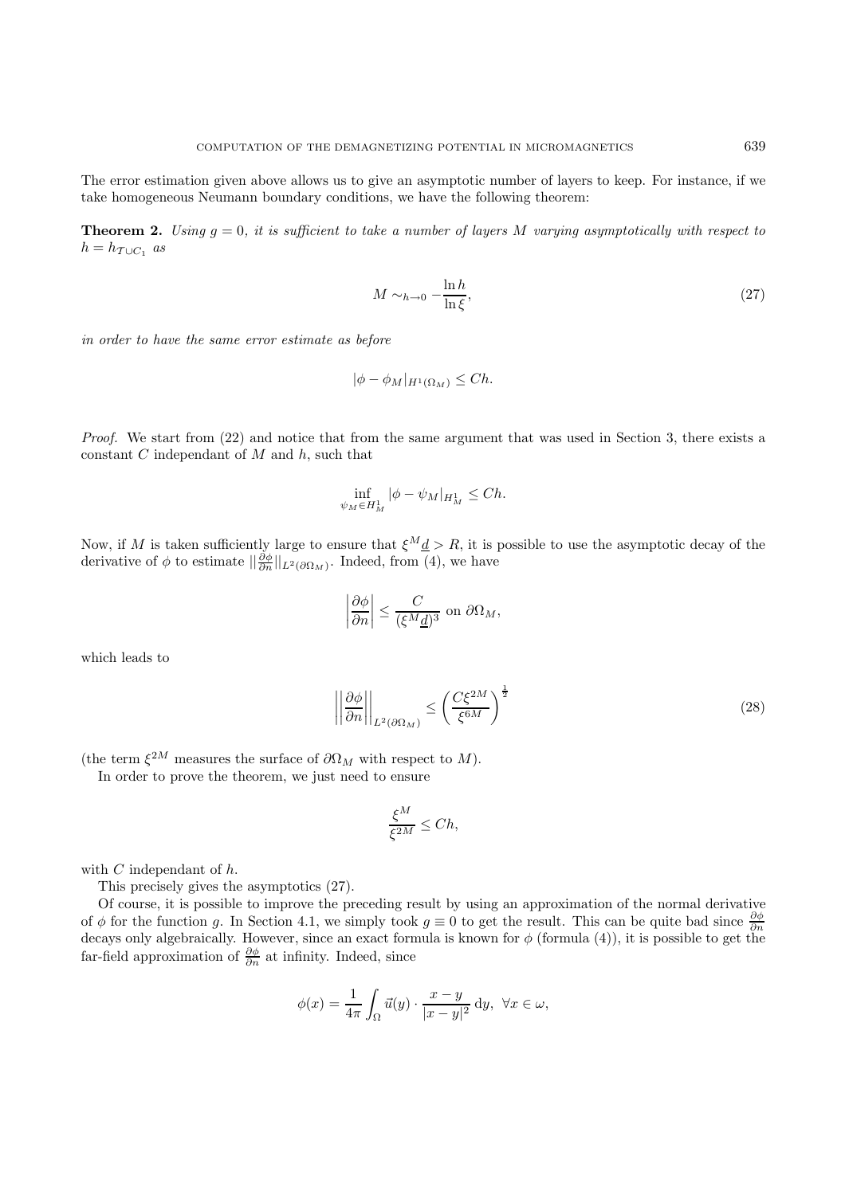The error estimation given above allows us to give an asymptotic number of layers to keep. For instance, if we take homogeneous Neumann boundary conditions, we have the following theorem:

**Theorem 2.** *Using $g = 0$, it is sufficient to take a number of layers $M$ varying asymptotically with respect to $h = h_{\mathcal{T}\cup C_1}$ as*

$$M \sim_{h\to 0} -\frac{\ln h}{\ln \xi}, \tag{27}$$

*in order to have the same error estimate as before*

$$|\phi - \phi_M|_{H^1(\Omega_M)} \le Ch.$$

*Proof.* We start from (22) and notice that from the same argument that was used in Section 3, there exists a constant $C$ independant of $M$ and $h$, such that

$$\inf_{\psi_M \in H^1_M} |\phi - \psi_M|_{H^1_M} \le Ch.$$

Now, if $M$ is taken sufficiently large to ensure that $\xi^M \underline{d} > R$, it is possible to use the asymptotic decay of the derivative of $\phi$ to estimate $\|\frac{\partial \phi}{\partial n}\|_{L^2(\partial\Omega_M)}$. Indeed, from (4), we have

$$\left|\frac{\partial \phi}{\partial n}\right| \le \frac{C}{(\xi^M \underline{d})^3} \text{ on } \partial\Omega_M,$$

which leads to

$$\left|\left|\frac{\partial \phi}{\partial n}\right|\right|_{L^2(\partial\Omega_M)} \le \left(\frac{C\xi^{2M}}{\xi^{6M}}\right)^{\frac{1}{2}} \tag{28}$$

(the term $\xi^{2M}$ measures the surface of $\partial\Omega_M$ with respect to $M$).

In order to prove the theorem, we just need to ensure

$$\frac{\xi^M}{\xi^{2M}} \le Ch,$$

with $C$ independant of $h$.

This precisely gives the asymptotics (27).

Of course, it is possible to improve the preceding result by using an approximation of the normal derivative of $\phi$ for the function $g$. In Section 4.1, we simply took $g \equiv 0$ to get the result. This can be quite bad since $\frac{\partial \phi}{\partial n}$ decays only algebraically. However, since an exact formula is known for $\phi$ (formula (4)), it is possible to get the far-field approximation of $\frac{\partial \phi}{\partial n}$ at infinity. Indeed, since

$$\phi(x) = \frac{1}{4\pi}\int_\Omega \vec{u}(y) \cdot \frac{x-y}{|x-y|^2}\,\mathrm{d}y, \;\; \forall x \in \omega,$$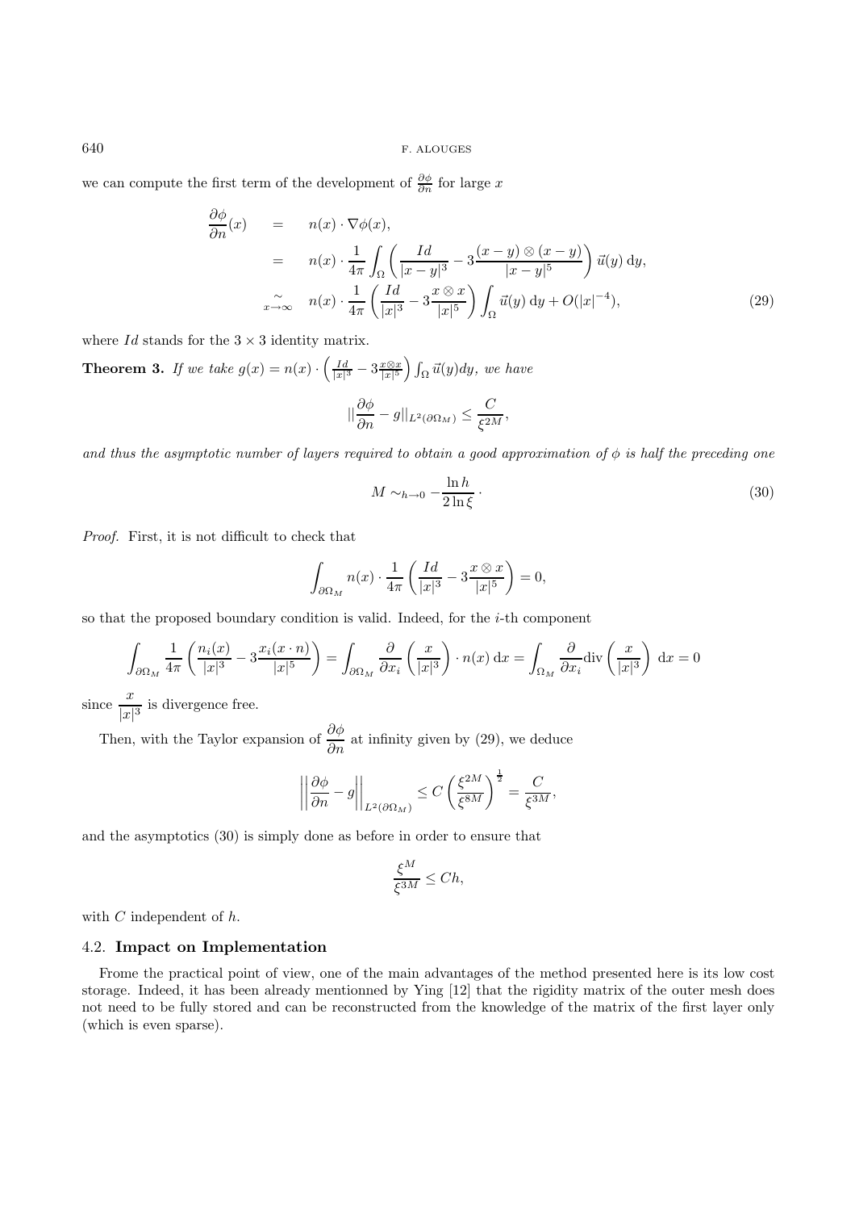we can compute the first term of the development of $\frac{\partial \phi}{\partial n}$ for large $x$

$$
\begin{aligned}
\frac{\partial \phi}{\partial n}(x) \quad &= \quad n(x) \cdot \nabla \phi(x), \\
&= \quad n(x) \cdot \frac{1}{4\pi} \int_{\Omega} \left( \frac{Id}{|x-y|^3} - 3\frac{(x-y)\otimes(x-y)}{|x-y|^5} \right) \vec{u}(y)\, \mathrm{d}y, \\
&\underset{x\to\infty}{\sim} \quad n(x) \cdot \frac{1}{4\pi} \left( \frac{Id}{|x|^3} - 3\frac{x\otimes x}{|x|^5} \right) \int_{\Omega} \vec{u}(y)\, \mathrm{d}y + O(|x|^{-4}),
\end{aligned}
\tag{29}
$$

where $Id$ stands for the $3 \times 3$ identity matrix.

**Theorem 3.** *If we take* $g(x) = n(x) \cdot \left( \frac{Id}{|x|^3} - 3\frac{x\otimes x}{|x|^5} \right) \int_{\Omega} \vec{u}(y) dy$, *we have*

$$
\|\frac{\partial \phi}{\partial n} - g\|_{L^2(\partial\Omega_M)} \le \frac{C}{\xi^{2M}},
$$

*and thus the asymptotic number of layers required to obtain a good approximation of* $\phi$ *is half the preceding one*

$$
M \sim_{h\to 0} -\frac{\ln h}{2\ln \xi} \cdot \tag{30}
$$

*Proof.* First, it is not difficult to check that

$$
\int_{\partial\Omega_M} n(x) \cdot \frac{1}{4\pi} \left( \frac{Id}{|x|^3} - 3\frac{x\otimes x}{|x|^5} \right) = 0,
$$

so that the proposed boundary condition is valid. Indeed, for the $i$-th component

$$
\int_{\partial\Omega_M} \frac{1}{4\pi} \left( \frac{n_i(x)}{|x|^3} - 3\frac{x_i(x\cdot n)}{|x|^5} \right) = \int_{\partial\Omega_M} \frac{\partial}{\partial x_i} \left( \frac{x}{|x|^3} \right) \cdot n(x)\, \mathrm{d}x = \int_{\Omega_M} \frac{\partial}{\partial x_i} \mathrm{div} \left( \frac{x}{|x|^3} \right)\, \mathrm{d}x = 0
$$

since $\dfrac{x}{|x|^3}$ is divergence free.

Then, with the Taylor expansion of $\dfrac{\partial\phi}{\partial n}$ at infinity given by (29), we deduce

$$
\left\| \frac{\partial \phi}{\partial n} - g \right\|_{L^2(\partial\Omega_M)} \le C \left( \frac{\xi^{2M}}{\xi^{8M}} \right)^{\frac{1}{2}} = \frac{C}{\xi^{3M}},
$$

and the asymptotics (30) is simply done as before in order to ensure that

$$
\frac{\xi^M}{\xi^{3M}} \le Ch,
$$

with $C$ independent of $h$.

### 4.2. **Impact on Implementation**

Frome the practical point of view, one of the main advantages of the method presented here is its low cost storage. Indeed, it has been already mentionned by Ying [12] that the rigidity matrix of the outer mesh does not need to be fully stored and can be reconstructed from the knowledge of the matrix of the first layer only (which is even sparse).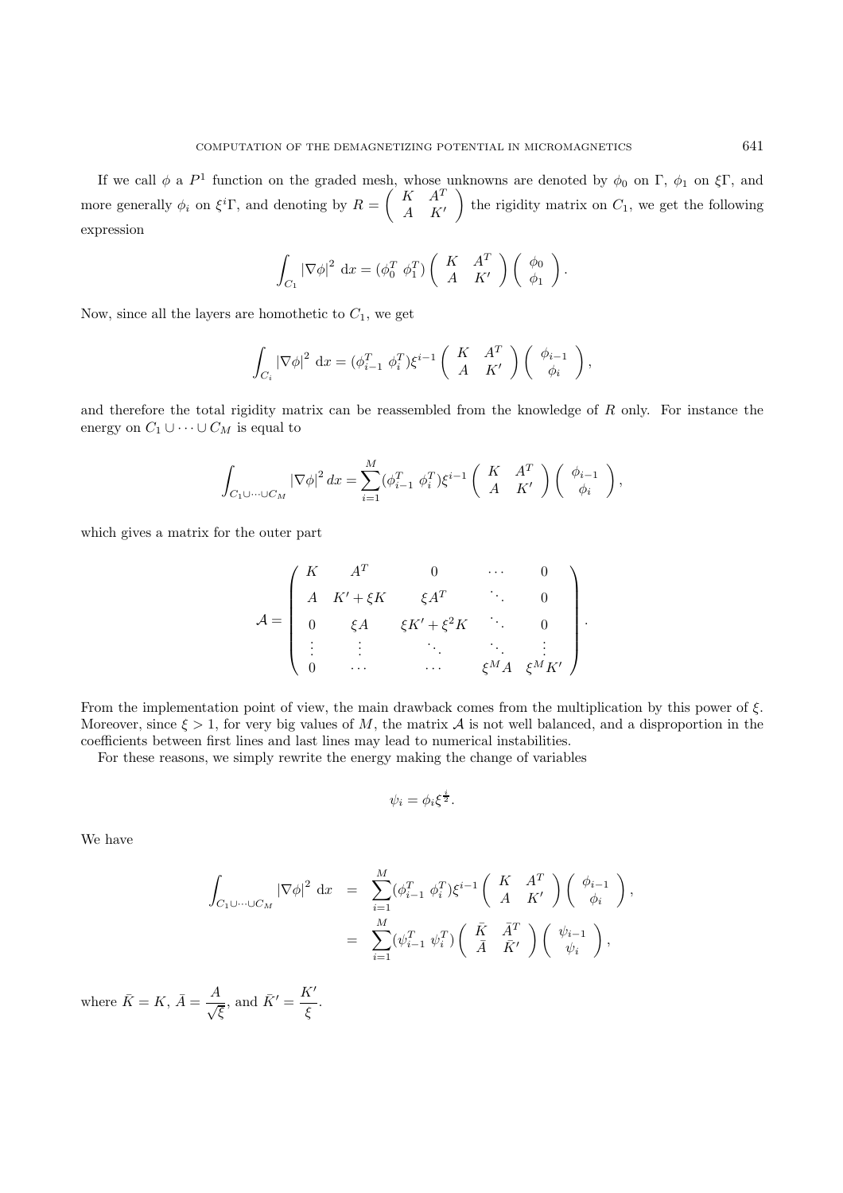If we call $\phi$ a $P^1$ function on the graded mesh, whose unknowns are denoted by $\phi_0$ on $\Gamma$, $\phi_1$ on $\xi\Gamma$, and more generally $\phi_i$ on $\xi^i\Gamma$, and denoting by $R = \begin{pmatrix} K & A^T \\ A & K' \end{pmatrix}$ the rigidity matrix on $C_1$, we get the following expression

$$\int_{C_1} |\nabla\phi|^2 \, \mathrm{d}x = (\phi_0^T \; \phi_1^T) \begin{pmatrix} K & A^T \\ A & K' \end{pmatrix} \begin{pmatrix} \phi_0 \\ \phi_1 \end{pmatrix}.$$

Now, since all the layers are homothetic to $C_1$, we get

$$\int_{C_i} |\nabla\phi|^2 \, \mathrm{d}x = (\phi_{i-1}^T \; \phi_i^T) \xi^{i-1} \begin{pmatrix} K & A^T \\ A & K' \end{pmatrix} \begin{pmatrix} \phi_{i-1} \\ \phi_i \end{pmatrix},$$

and therefore the total rigidity matrix can be reassembled from the knowledge of $R$ only. For instance the energy on $C_1 \cup \cdots \cup C_M$ is equal to

$$\int_{C_1 \cup \cdots \cup C_M} |\nabla\phi|^2 \, dx = \sum_{i=1}^{M} (\phi_{i-1}^T \; \phi_i^T) \xi^{i-1} \begin{pmatrix} K & A^T \\ A & K' \end{pmatrix} \begin{pmatrix} \phi_{i-1} \\ \phi_i \end{pmatrix},$$

which gives a matrix for the outer part

$$\mathcal{A} = \begin{pmatrix} K & A^T & 0 & \cdots & 0 \\ A & K' + \xi K & \xi A^T & \ddots & 0 \\ 0 & \xi A & \xi K' + \xi^2 K & \ddots & 0 \\ \vdots & \vdots & \ddots & \ddots & \vdots \\ 0 & \cdots & \cdots & \xi^M A & \xi^M K' \end{pmatrix}.$$

From the implementation point of view, the main drawback comes from the multiplication by this power of $\xi$. Moreover, since $\xi > 1$, for very big values of $M$, the matrix $\mathcal{A}$ is not well balanced, and a disproportion in the coefficients between first lines and last lines may lead to numerical instabilities.

For these reasons, we simply rewrite the energy making the change of variables

$$\psi_i = \phi_i \xi^{\frac{i}{2}}.$$

We have

$$\begin{aligned} \int_{C_1 \cup \cdots \cup C_M} |\nabla\phi|^2 \, \mathrm{d}x &= \sum_{i=1}^{M} (\phi_{i-1}^T \; \phi_i^T) \xi^{i-1} \begin{pmatrix} K & A^T \\ A & K' \end{pmatrix} \begin{pmatrix} \phi_{i-1} \\ \phi_i \end{pmatrix}, \\ &= \sum_{i=1}^{M} (\psi_{i-1}^T \; \psi_i^T) \begin{pmatrix} \bar{K} & \bar{A}^T \\ \bar{A} & \bar{K}' \end{pmatrix} \begin{pmatrix} \psi_{i-1} \\ \psi_i \end{pmatrix}, \end{aligned}$$

where $\bar{K} = K$, $\bar{A} = \dfrac{A}{\sqrt{\xi}}$, and $\bar{K}' = \dfrac{K'}{\xi}$.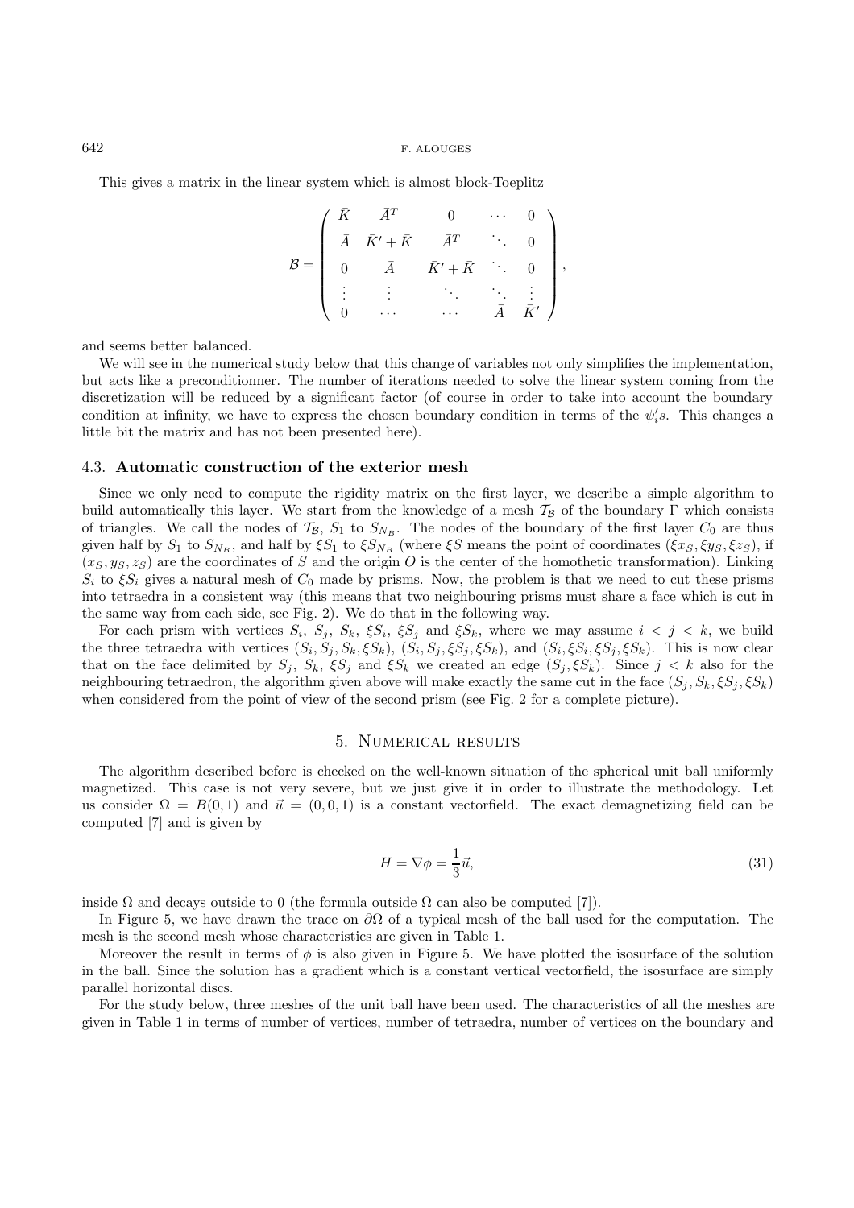This gives a matrix in the linear system which is almost block-Toeplitz

$$\mathcal{B} = \begin{pmatrix} \bar{K} & \bar{A}^T & 0 & \cdots & 0 \\ \bar{A} & \bar{K}' + \bar{K} & \bar{A}^T & \ddots & 0 \\ 0 & \bar{A} & \bar{K}' + \bar{K} & \ddots & 0 \\ \vdots & \vdots & \ddots & \ddots & \vdots \\ 0 & \cdots & \cdots & \bar{A} & \bar{K}' \end{pmatrix},$$

and seems better balanced.

We will see in the numerical study below that this change of variables not only simplifies the implementation, but acts like a preconditionner. The number of iterations needed to solve the linear system coming from the discretization will be reduced by a significant factor (of course in order to take into account the boundary condition at infinity, we have to express the chosen boundary condition in terms of the $\psi_i's$. This changes a little bit the matrix and has not been presented here).

### 4.3. Automatic construction of the exterior mesh

Since we only need to compute the rigidity matrix on the first layer, we describe a simple algorithm to build automatically this layer. We start from the knowledge of a mesh $\mathcal{T}_\mathcal{B}$ of the boundary $\Gamma$ which consists of triangles. We call the nodes of $\mathcal{T}_\mathcal{B}$, $S_1$ to $S_{N_B}$. The nodes of the boundary of the first layer $C_0$ are thus given half by $S_1$ to $S_{N_B}$, and half by $\xi S_1$ to $\xi S_{N_B}$ (where $\xi S$ means the point of coordinates $(\xi x_S, \xi y_S, \xi z_S)$, if $(x_S, y_S, z_S)$ are the coordinates of $S$ and the origin $O$ is the center of the homothetic transformation). Linking $S_i$ to $\xi S_i$ gives a natural mesh of $C_0$ made by prisms. Now, the problem is that we need to cut these prisms into tetraedra in a consistent way (this means that two neighbouring prisms must share a face which is cut in the same way from each side, see Fig. 2). We do that in the following way.

For each prism with vertices $S_i$, $S_j$, $S_k$, $\xi S_i$, $\xi S_j$ and $\xi S_k$, where we may assume $i < j < k$, we build the three tetraedra with vertices $(S_i, S_j, S_k, \xi S_k)$, $(S_i, S_j, \xi S_j, \xi S_k)$, and $(S_i, \xi S_i, \xi S_j, \xi S_k)$. This is now clear that on the face delimited by $S_j$, $S_k$, $\xi S_j$ and $\xi S_k$ we created an edge $(S_j, \xi S_k)$. Since $j < k$ also for the neighbouring tetraedron, the algorithm given above will make exactly the same cut in the face $(S_j, S_k, \xi S_j, \xi S_k)$ when considered from the point of view of the second prism (see Fig. 2 for a complete picture).

## 5. Numerical results

The algorithm described before is checked on the well-known situation of the spherical unit ball uniformly magnetized. This case is not very severe, but we just give it in order to illustrate the methodology. Let us consider $\Omega = B(0,1)$ and $\vec{u} = (0,0,1)$ is a constant vectorfield. The exact demagnetizing field can be computed [7] and is given by

$$H = \nabla\phi = \frac{1}{3}\vec{u}, \tag{31}$$

inside $\Omega$ and decays outside to 0 (the formula outside $\Omega$ can also be computed [7]).

In Figure 5, we have drawn the trace on $\partial\Omega$ of a typical mesh of the ball used for the computation. The mesh is the second mesh whose characteristics are given in Table 1.

Moreover the result in terms of $\phi$ is also given in Figure 5. We have plotted the isosurface of the solution in the ball. Since the solution has a gradient which is a constant vertical vectorfield, the isosurface are simply parallel horizontal discs.

For the study below, three meshes of the unit ball have been used. The characteristics of all the meshes are given in Table 1 in terms of number of vertices, number of tetraedra, number of vertices on the boundary and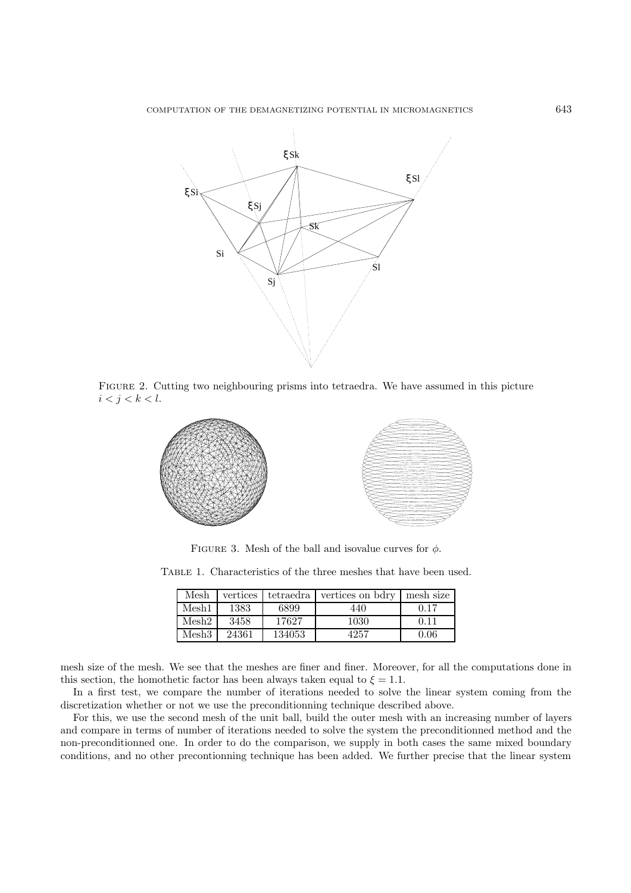FIGURE 2. Cutting two neighbouring prisms into tetraedra. We have assumed in this picture $i < j < k < l$.

FIGURE 3. Mesh of the ball and isovalue curves for $\phi$.

TABLE 1. Characteristics of the three meshes that have been used.

| Mesh | vertices | tetraedra | vertices on bdry | mesh size |
|---|---|---|---|---|
| Mesh1 | 1383 | 6899 | 440 | 0.17 |
| Mesh2 | 3458 | 17627 | 1030 | 0.11 |
| Mesh3 | 24361 | 134053 | 4257 | 0.06 |

mesh size of the mesh. We see that the meshes are finer and finer. Moreover, for all the computations done in this section, the homothetic factor has been always taken equal to $\xi = 1.1$.

In a first test, we compare the number of iterations needed to solve the linear system coming from the discretization whether or not we use the preconditionning technique described above.

For this, we use the second mesh of the unit ball, build the outer mesh with an increasing number of layers and compare in terms of number of iterations needed to solve the system the preconditionned method and the non-preconditionned one. In order to do the comparison, we supply in both cases the same mixed boundary conditions, and no other precontionning technique has been added. We further precise that the linear system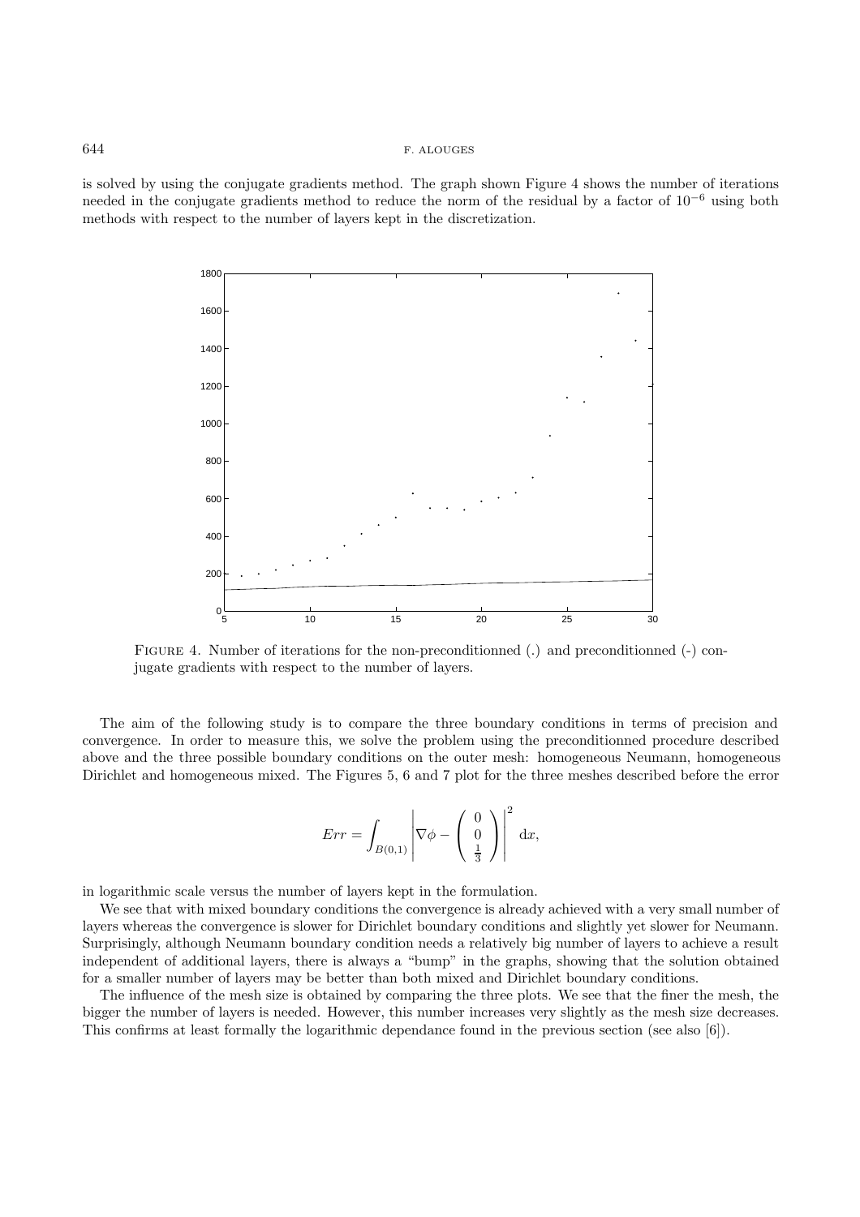is solved by using the conjugate gradients method. The graph shown Figure 4 shows the number of iterations needed in the conjugate gradients method to reduce the norm of the residual by a factor of $10^{-6}$ using both methods with respect to the number of layers kept in the discretization.

FIGURE 4. Number of iterations for the non-preconditionned (.) and preconditionned (-) conjugate gradients with respect to the number of layers.

The aim of the following study is to compare the three boundary conditions in terms of precision and convergence. In order to measure this, we solve the problem using the preconditionned procedure described above and the three possible boundary conditions on the outer mesh: homogeneous Neumann, homogeneous Dirichlet and homogeneous mixed. The Figures 5, 6 and 7 plot for the three meshes described before the error

$$Err = \int_{B(0,1)} \left| \nabla\phi - \begin{pmatrix} 0 \\ 0 \\ \frac{1}{3} \end{pmatrix} \right|^2 \, \mathrm{d}x,$$

in logarithmic scale versus the number of layers kept in the formulation.

We see that with mixed boundary conditions the convergence is already achieved with a very small number of layers whereas the convergence is slower for Dirichlet boundary conditions and slightly yet slower for Neumann. Surprisingly, although Neumann boundary condition needs a relatively big number of layers to achieve a result independent of additional layers, there is always a "bump" in the graphs, showing that the solution obtained for a smaller number of layers may be better than both mixed and Dirichlet boundary conditions.

The influence of the mesh size is obtained by comparing the three plots. We see that the finer the mesh, the bigger the number of layers is needed. However, this number increases very slightly as the mesh size decreases. This confirms at least formally the logarithmic dependance found in the previous section (see also [6]).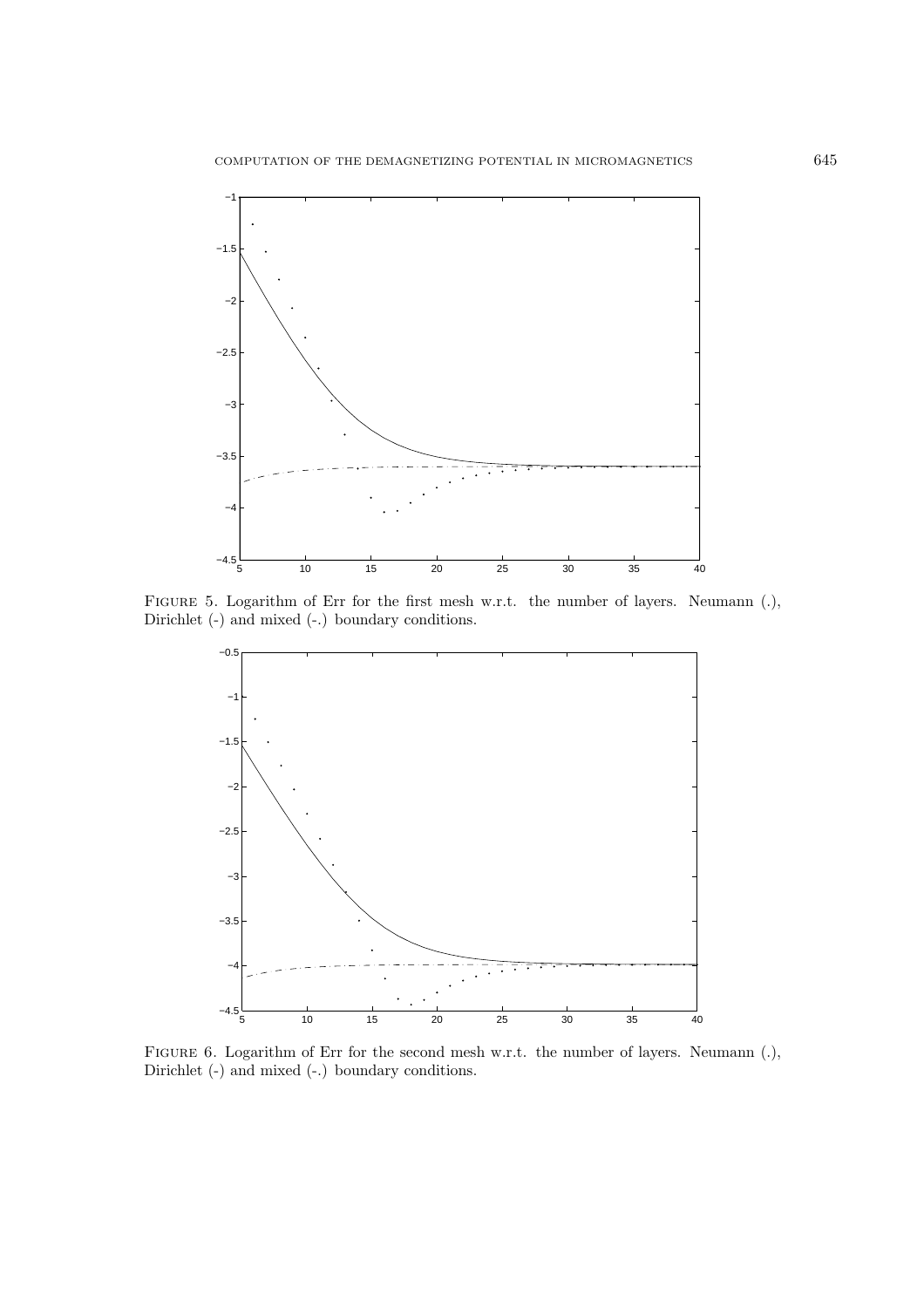Figure 5. Logarithm of Err for the first mesh w.r.t. the number of layers. Neumann (.), Dirichlet (-) and mixed (-.) boundary conditions.

Figure 6. Logarithm of Err for the second mesh w.r.t. the number of layers. Neumann (.), Dirichlet (-) and mixed (-.) boundary conditions.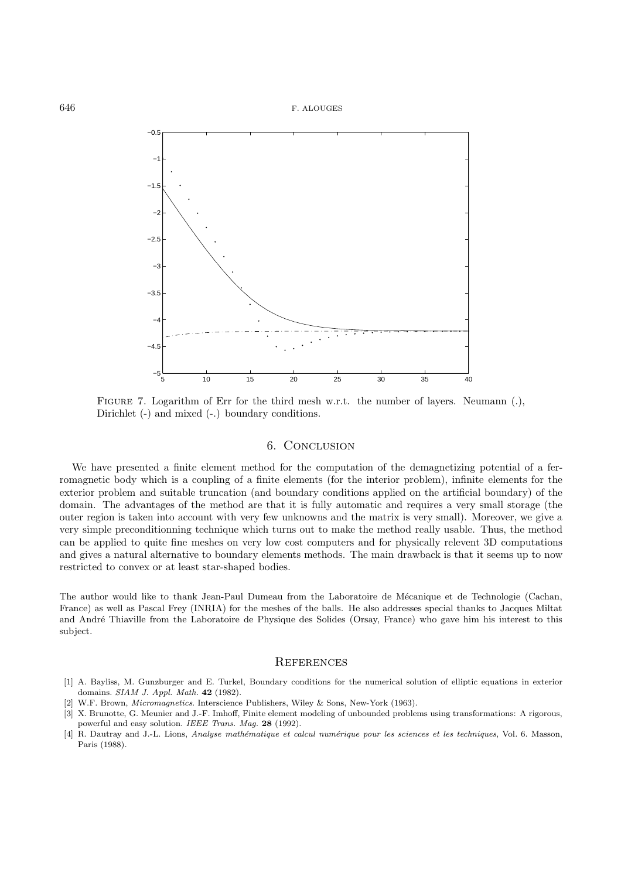Figure 7. Logarithm of Err for the third mesh w.r.t. the number of layers. Neumann (.), Dirichlet (-) and mixed (-.) boundary conditions.

## 6. Conclusion

We have presented a finite element method for the computation of the demagnetizing potential of a ferromagnetic body which is a coupling of a finite elements (for the interior problem), infinite elements for the exterior problem and suitable truncation (and boundary conditions applied on the artificial boundary) of the domain. The advantages of the method are that it is fully automatic and requires a very small storage (the outer region is taken into account with very few unknowns and the matrix is very small). Moreover, we give a very simple preconditionning technique which turns out to make the method really usable. Thus, the method can be applied to quite fine meshes on very low cost computers and for physically relevent 3D computations and gives a natural alternative to boundary elements methods. The main drawback is that it seems up to now restricted to convex or at least star-shaped bodies.

The author would like to thank Jean-Paul Dumeau from the Laboratoire de Mécanique et de Technologie (Cachan, France) as well as Pascal Frey (INRIA) for the meshes of the balls. He also addresses special thanks to Jacques Miltat and André Thiaville from the Laboratoire de Physique des Solides (Orsay, France) who gave him his interest to this subject.

## References

[1] A. Bayliss, M. Gunzburger and E. Turkel, Boundary conditions for the numerical solution of elliptic equations in exterior domains. *SIAM J. Appl. Math.* **42** (1982).

[2] W.F. Brown, *Micromagnetics*. Interscience Publishers, Wiley & Sons, New-York (1963).

[3] X. Brunotte, G. Meunier and J.-F. Imhoff, Finite element modeling of unbounded problems using transformations: A rigorous, powerful and easy solution. *IEEE Trans. Mag.* **28** (1992).

[4] R. Dautray and J.-L. Lions, *Analyse mathématique et calcul numérique pour les sciences et les techniques*, Vol. 6. Masson, Paris (1988).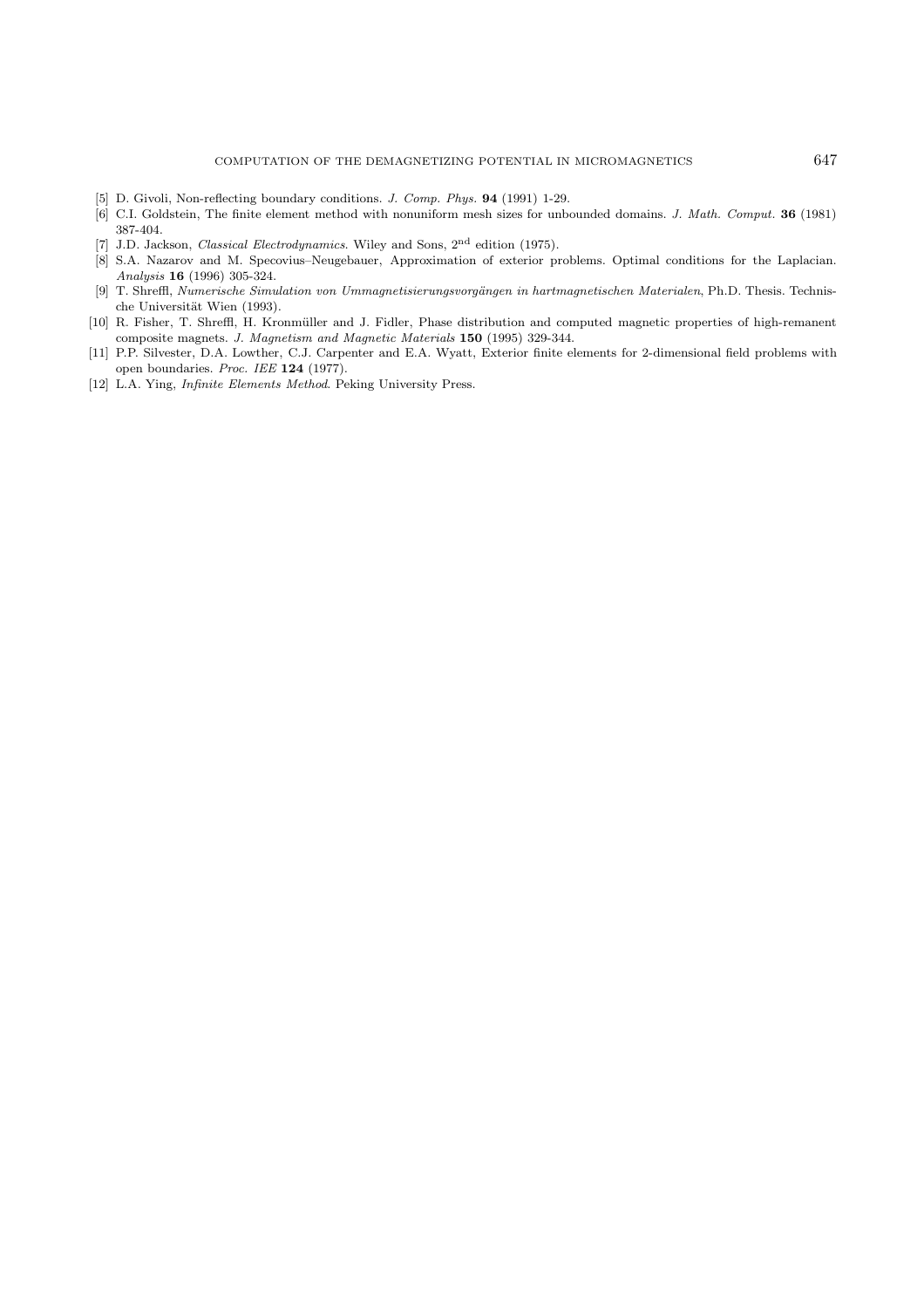[5] D. Givoli, Non-reflecting boundary conditions. *J. Comp. Phys.* **94** (1991) 1-29.

[6] C.I. Goldstein, The finite element method with nonuniform mesh sizes for unbounded domains. *J. Math. Comput.* **36** (1981) 387-404.

[7] J.D. Jackson, *Classical Electrodynamics*. Wiley and Sons, 2nd edition (1975).

[8] S.A. Nazarov and M. Specovius–Neugebauer, Approximation of exterior problems. Optimal conditions for the Laplacian. *Analysis* **16** (1996) 305-324.

[9] T. Shreffl, *Numerische Simulation von Ummagnetisierungsvorgängen in hartmagnetischen Materialen*, Ph.D. Thesis. Technische Universität Wien (1993).

[10] R. Fisher, T. Shreffl, H. Kronmüller and J. Fidler, Phase distribution and computed magnetic properties of high-remanent composite magnets. *J. Magnetism and Magnetic Materials* **150** (1995) 329-344.

[11] P.P. Silvester, D.A. Lowther, C.J. Carpenter and E.A. Wyatt, Exterior finite elements for 2-dimensional field problems with open boundaries. *Proc. IEE* **124** (1977).

[12] L.A. Ying, *Infinite Elements Method*. Peking University Press.